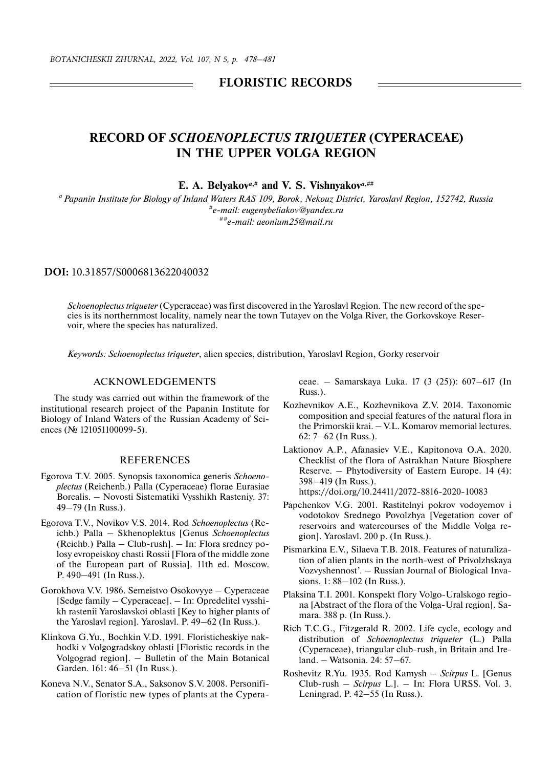## FLORISTIC RECORDS

# RECORD OF *SCHOENOPLECTUS TRIQUETER* (CYPERACEAE) IN THE UPPER VOLGA REGION

**E. A. Belyakov[a,#] and V. S. Vishnyakov[a,##]**

*[a] Papanin Institute for Biology of Inland Waters RAS 109, Borok, Nekouz District, Yaroslavl Region, 152742, Russia*
*[#]e-mail: eugenybeliakov@yandex.ru*
*[##]e-mail: aeonium25@mail.ru*

**DOI:** 10.31857/S0006813622040032

*Schoenoplectus triqueter* (Cyperaceae) was first discovered in the Yaroslavl Region. The new record of the species is its northernmost locality, namely near the town Tutayev on the Volga River, the Gorkovskoye Reservoir, where the species has naturalized.

*Keywords: Schoenoplectus triqueter*, alien species, distribution, Yaroslavl Region, Gorky reservoir

## ACKNOWLEDGEMENTS

The study was carried out within the framework of the institutional research project of the Papanin Institute for Biology of Inland Waters of the Russian Academy of Sciences (№ 121051100099-5).

## REFERENCES

Egorova T.V. 2005. Synopsis taxonomica generis *Schoenoplectus* (Reichenb.) Palla (Cyperaceae) florae Eurasiae Borealis. – Novosti Sistematiki Vysshikh Rasteniy. 37: 49–79 (In Russ.).

Egorova T.V., Novikov V.S. 2014. Rod *Schoenoplectus* (Reichb.) Palla – Skhenoplektus [Genus *Schoenoplectus* (Reichb.) Palla – Club-rush]. – In: Flora sredney polosy evropeiskoy chasti Rossii [Flora of the middle zone of the European part of Russia]. 11th ed. Moscow. P. 490–491 (In Russ.).

Gorokhova V.V. 1986. Semeistvo Osokovyye – Cyperaceae [Sedge family – Cyperaceae]. – In: Opredelitel vysshikh rastenii Yaroslavskoi oblasti [Key to higher plants of the Yaroslavl region]. Yaroslavl. P. 49–62 (In Russ.).

Klinkova G.Yu., Bochkin V.D. 1991. Floristicheskiye nakhodki v Volgogradskoy oblasti [Floristic records in the Volgograd region]. – Bulletin of the Main Botanical Garden. 161: 46–51 (In Russ.).

Koneva N.V., Senator S.A., Saksonov S.V. 2008. Personification of floristic new types of plants at the Cyperaceae. – Samarskaya Luka. 17 (3 (25)): 607–617 (In Russ.).

Kozhevnikov A.E., Kozhevnikova Z.V. 2014. Taxonomic composition and special features of the natural flora in the Primorskii krai. – V.L. Komarov memorial lectures. 62: 7–62 (In Russ.).

Laktionov A.P., Afanasiev V.E., Kapitonova O.A. 2020. Checklist of the flora of Astrakhan Nature Biosphere Reserve. – Phytodiversity of Eastern Europe. 14 (4): 398–419 (In Russ.). https://doi.org/10.24411/2072-8816-2020-10083

Papchenkov V.G. 2001. Rastitelnyi pokrov vodoyemov i vodotokov Srednego Povolzhya [Vegetation cover of reservoirs and watercourses of the Middle Volga region]. Yaroslavl. 200 p. (In Russ.).

Pismarkina E.V., Silaeva T.B. 2018. Features of naturalization of alien plants in the north-west of Privolzhskaya Vozvyshennost'. – Russian Journal of Biological Invasions. 1: 88–102 (In Russ.).

Plaksina T.I. 2001. Konspekt flory Volgo-Uralskogo regiona [Abstract of the flora of the Volga-Ural region]. Samara. 388 p. (In Russ.).

Rich T.C.G., Fitzgerald R. 2002. Life cycle, ecology and distribution of *Schoenoplectus triqueter* (L.) Palla (Cyperaceae), triangular club-rush, in Britain and Ireland. – Watsonia. 24: 57–67.

Roshevitz R.Yu. 1935. Rod Kamysh – *Scirpus* L. [Genus Club-rush – *Scirpus* L.]. – In: Flora URSS. Vol. 3. Leningrad. P. 42–55 (In Russ.).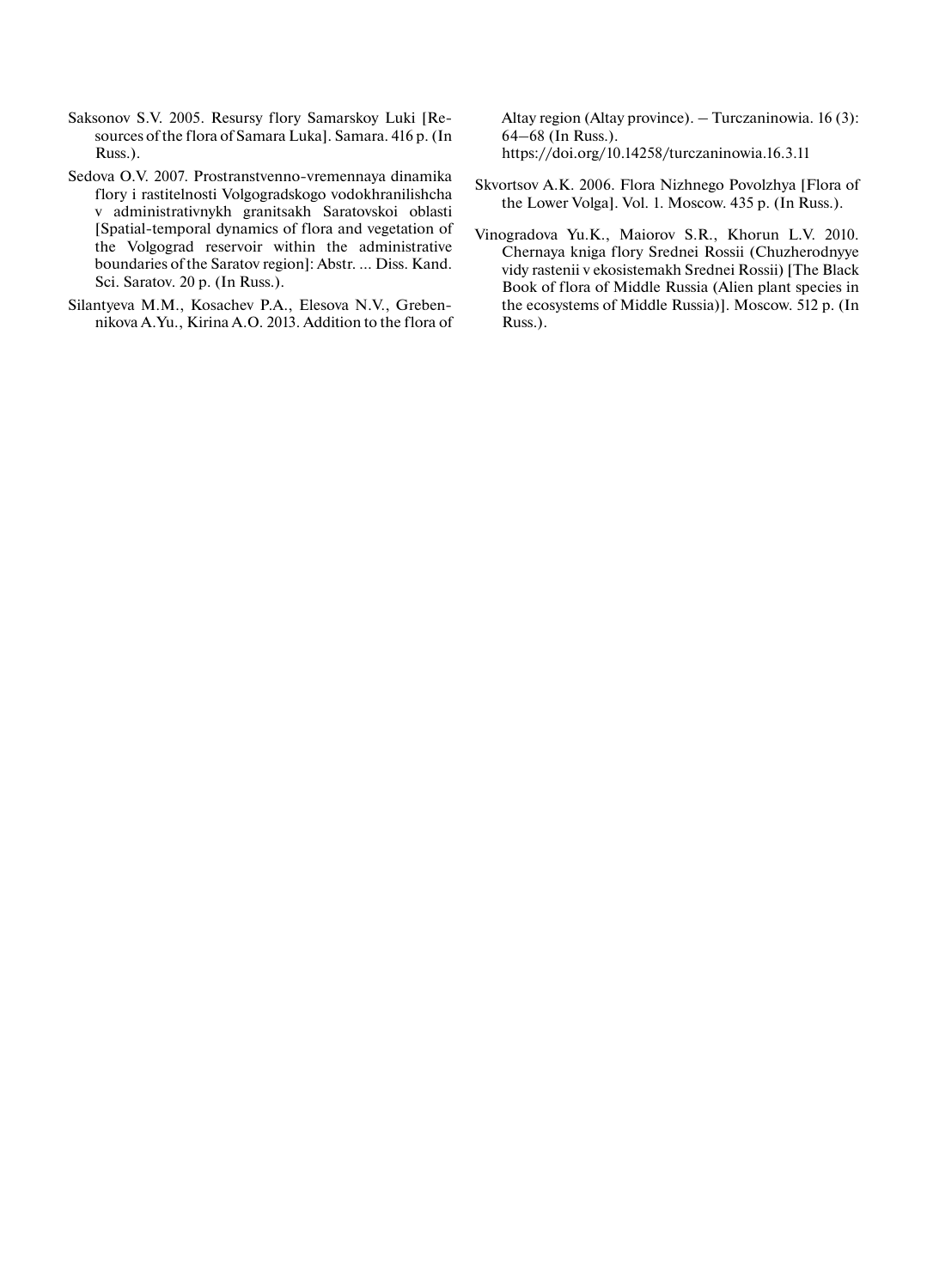Saksonov S.V. 2005. Resursy flory Samarskoy Luki [Resources of the flora of Samara Luka]. Samara. 416 p. (In Russ.).

Sedova O.V. 2007. Prostranstvenno-vremennaya dinamika flory i rastitelnosti Volgogradskogo vodokhranilishcha v administrativnykh granitsakh Saratovskoi oblasti [Spatial-temporal dynamics of flora and vegetation of the Volgograd reservoir within the administrative boundaries of the Saratov region]: Abstr. ... Diss. Kand. Sci. Saratov. 20 p. (In Russ.).

Silantyeva M.M., Kosachev P.A., Elesova N.V., Grebennikova A.Yu., Kirina A.O. 2013. Addition to the flora of Altay region (Altay province). – Turczaninowia. 16 (3): 64–68 (In Russ.). https://doi.org/10.14258/turczaninowia.16.3.11

Skvortsov A.K. 2006. Flora Nizhnego Povolzhya [Flora of the Lower Volga]. Vol. 1. Moscow. 435 p. (In Russ.).

Vinogradova Yu.K., Maiorov S.R., Khorun L.V. 2010. Chernaya kniga flory Srednei Rossii (Chuzherodnyye vidy rastenii v ekosistemakh Srednei Rossii) [The Black Book of flora of Middle Russia (Alien plant species in the ecosystems of Middle Russia)]. Moscow. 512 p. (In Russ.).